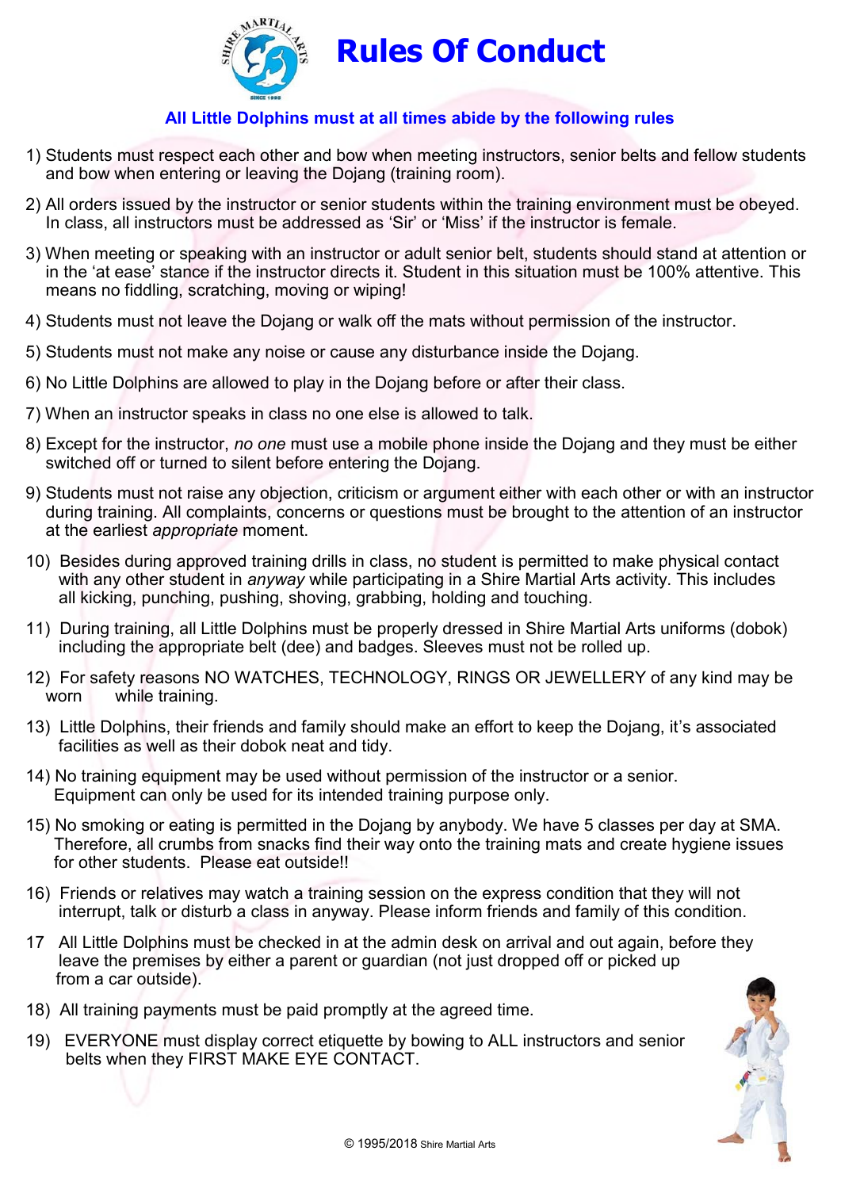# Rules Of Conduct

**All Little Dolphins must at all times abide by the following rules**

1) Students must respect each other and bow when meeting instructors, senior belts and fellow students and bow when entering or leaving the Dojang (training room).

2) All orders issued by the instructor or senior students within the training environment must be obeyed. In class, all instructors must be addressed as 'Sir' or 'Miss' if the instructor is female.

3) When meeting or speaking with an instructor or adult senior belt, students should stand at attention or in the 'at ease' stance if the instructor directs it. Student in this situation must be 100% attentive. This means no fiddling, scratching, moving or wiping!

4) Students must not leave the Dojang or walk off the mats without permission of the instructor.

5) Students must not make any noise or cause any disturbance inside the Dojang.

6) No Little Dolphins are allowed to play in the Dojang before or after their class.

7) When an instructor speaks in class no one else is allowed to talk.

8) Except for the instructor, *no one* must use a mobile phone inside the Dojang and they must be either switched off or turned to silent before entering the Dojang.

9) Students must not raise any objection, criticism or argument either with each other or with an instructor during training. All complaints, concerns or questions must be brought to the attention of an instructor at the earliest *appropriate* moment.

10) Besides during approved training drills in class, no student is permitted to make physical contact with any other student in *anyway* while participating in a Shire Martial Arts activity. This includes all kicking, punching, pushing, shoving, grabbing, holding and touching.

11) During training, all Little Dolphins must be properly dressed in Shire Martial Arts uniforms (dobok) including the appropriate belt (dee) and badges. Sleeves must not be rolled up.

12) For safety reasons NO WATCHES, TECHNOLOGY, RINGS OR JEWELLERY of any kind may be worn while training.

13) Little Dolphins, their friends and family should make an effort to keep the Dojang, it's associated facilities as well as their dobok neat and tidy.

14) No training equipment may be used without permission of the instructor or a senior. Equipment can only be used for its intended training purpose only.

15) No smoking or eating is permitted in the Dojang by anybody. We have 5 classes per day at SMA. Therefore, all crumbs from snacks find their way onto the training mats and create hygiene issues for other students. Please eat outside!!

16) Friends or relatives may watch a training session on the express condition that they will not interrupt, talk or disturb a class in anyway. Please inform friends and family of this condition.

17 All Little Dolphins must be checked in at the admin desk on arrival and out again, before they leave the premises by either a parent or guardian (not just dropped off or picked up from a car outside).

18) All training payments must be paid promptly at the agreed time.

19) EVERYONE must display correct etiquette by bowing to ALL instructors and senior belts when they FIRST MAKE EYE CONTACT.

© 1995/2018 Shire Martial Arts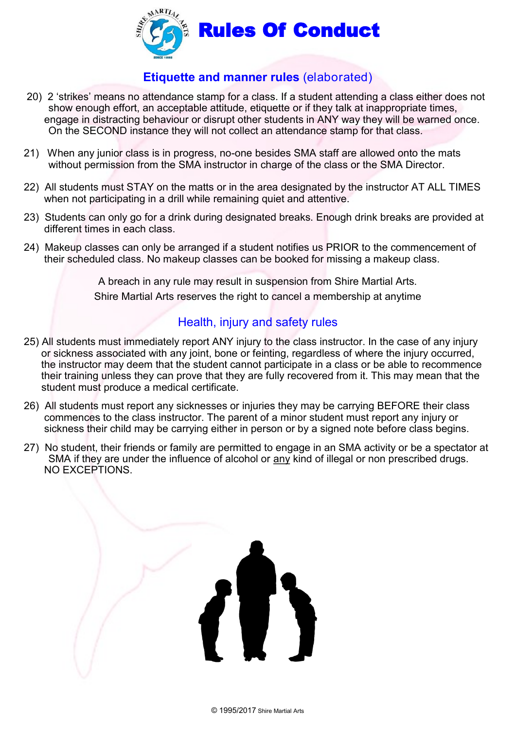# Rules Of Conduct

## **Etiquette and manner rules** (elaborated)

20) 2 'strikes' means no attendance stamp for a class. If a student attending a class either does not show enough effort, an acceptable attitude, etiquette or if they talk at inappropriate times, engage in distracting behaviour or disrupt other students in ANY way they will be warned once. On the SECOND instance they will not collect an attendance stamp for that class.

21) When any junior class is in progress, no-one besides SMA staff are allowed onto the mats without permission from the SMA instructor in charge of the class or the SMA Director.

22) All students must STAY on the matts or in the area designated by the instructor AT ALL TIMES when not participating in a drill while remaining quiet and attentive.

23) Students can only go for a drink during designated breaks. Enough drink breaks are provided at different times in each class.

24) Makeup classes can only be arranged if a student notifies us PRIOR to the commencement of their scheduled class. No makeup classes can be booked for missing a makeup class.

A breach in any rule may result in suspension from Shire Martial Arts.
Shire Martial Arts reserves the right to cancel a membership at anytime

## Health, injury and safety rules

25) All students must immediately report ANY injury to the class instructor. In the case of any injury or sickness associated with any joint, bone or feinting, regardless of where the injury occurred, the instructor may deem that the student cannot participate in a class or be able to recommence their training unless they can prove that they are fully recovered from it. This may mean that the student must produce a medical certificate.

26) All students must report any sicknesses or injuries they may be carrying BEFORE their class commences to the class instructor. The parent of a minor student must report any injury or sickness their child may be carrying either in person or by a signed note before class begins.

27) No student, their friends or family are permitted to engage in an SMA activity or be a spectator at SMA if they are under the influence of alcohol or any kind of illegal or non prescribed drugs. NO EXCEPTIONS.

© 1995/2017 Shire Martial Arts